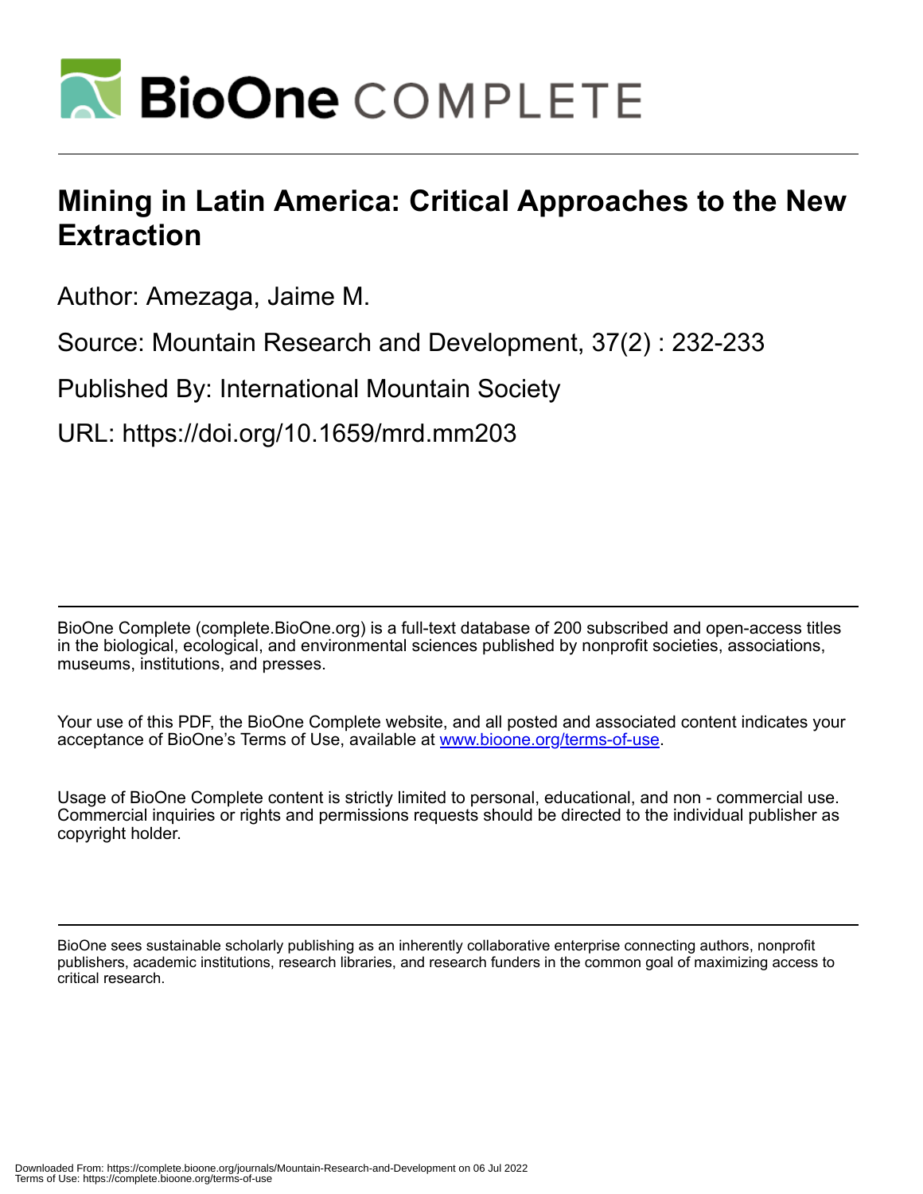# Mining in Latin America: Critical Approaches to the New Extraction

Author: Amezaga, Jaime M.

Source: Mountain Research and Development, 37(2) : 232-233

Published By: International Mountain Society

URL: https://doi.org/10.1659/mrd.mm203

BioOne Complete (complete.BioOne.org) is a full-text database of 200 subscribed and open-access titles in the biological, ecological, and environmental sciences published by nonprofit societies, associations, museums, institutions, and presses.

Your use of this PDF, the BioOne Complete website, and all posted and associated content indicates your acceptance of BioOne's Terms of Use, available at www.bioone.org/terms-of-use.

Usage of BioOne Complete content is strictly limited to personal, educational, and non - commercial use. Commercial inquiries or rights and permissions requests should be directed to the individual publisher as copyright holder.

BioOne sees sustainable scholarly publishing as an inherently collaborative enterprise connecting authors, nonprofit publishers, academic institutions, research libraries, and research funders in the common goal of maximizing access to critical research.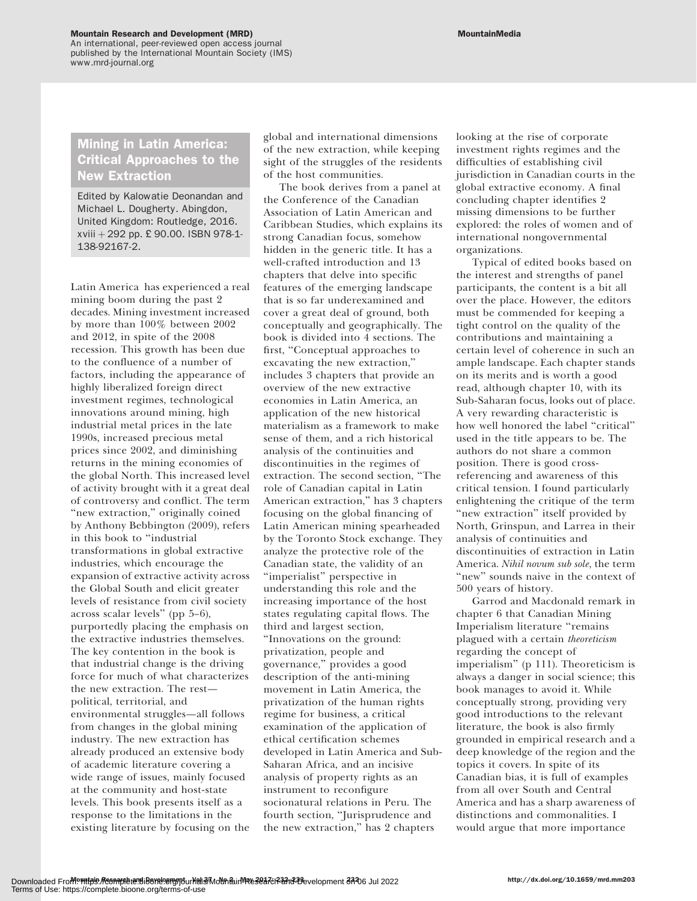## Mining in Latin America: Critical Approaches to the New Extraction

Edited by Kalowatie Deonandan and Michael L. Dougherty. Abingdon, United Kingdom: Routledge, 2016. xviii + 292 pp. £ 90.00. ISBN 978-1-138-92167-2.

Latin America has experienced a real mining boom during the past 2 decades. Mining investment increased by more than 100% between 2002 and 2012, in spite of the 2008 recession. This growth has been due to the confluence of a number of factors, including the appearance of highly liberalized foreign direct investment regimes, technological innovations around mining, high industrial metal prices in the late 1990s, increased precious metal prices since 2002, and diminishing returns in the mining economies of the global North. This increased level of activity brought with it a great deal of controversy and conflict. The term "new extraction," originally coined by Anthony Bebbington (2009), refers in this book to "industrial transformations in global extractive industries, which encourage the expansion of extractive activity across the Global South and elicit greater levels of resistance from civil society across scalar levels" (pp 5–6), purportedly placing the emphasis on the extractive industries themselves. The key contention in the book is that industrial change is the driving force for much of what characterizes the new extraction. The rest—political, territorial, and environmental struggles—all follows from changes in the global mining industry. The new extraction has already produced an extensive body of academic literature covering a wide range of issues, mainly focused at the community and host-state levels. This book presents itself as a response to the limitations in the existing literature by focusing on the global and international dimensions of the new extraction, while keeping sight of the struggles of the residents of the host communities.

The book derives from a panel at the Conference of the Canadian Association of Latin American and Caribbean Studies, which explains its strong Canadian focus, somehow hidden in the generic title. It has a well-crafted introduction and 13 chapters that delve into specific features of the emerging landscape that is so far underexamined and cover a great deal of ground, both conceptually and geographically. The book is divided into 4 sections. The first, "Conceptual approaches to excavating the new extraction," includes 3 chapters that provide an overview of the new extractive economies in Latin America, an application of the new historical materialism as a framework to make sense of them, and a rich historical analysis of the continuities and discontinuities in the regimes of extraction. The second section, "The role of Canadian capital in Latin American extraction," has 3 chapters focusing on the global financing of Latin American mining spearheaded by the Toronto Stock exchange. They analyze the protective role of the Canadian state, the validity of an "imperialist" perspective in understanding this role and the increasing importance of the host states regulating capital flows. The third and largest section, "Innovations on the ground: privatization, people and governance," provides a good description of the anti-mining movement in Latin America, the privatization of the human rights regime for business, a critical examination of the application of ethical certification schemes developed in Latin America and Sub-Saharan Africa, and an incisive analysis of property rights as an instrument to reconfigure socionatural relations in Peru. The fourth section, "Jurisprudence and the new extraction," has 2 chapters looking at the rise of corporate investment rights regimes and the difficulties of establishing civil jurisdiction in Canadian courts in the global extractive economy. A final concluding chapter identifies 2 missing dimensions to be further explored: the roles of women and of international nongovernmental organizations.

Typical of edited books based on the interest and strengths of panel participants, the content is a bit all over the place. However, the editors must be commended for keeping a tight control on the quality of the contributions and maintaining a certain level of coherence in such an ample landscape. Each chapter stands on its merits and is worth a good read, although chapter 10, with its Sub-Saharan focus, looks out of place. A very rewarding characteristic is how well honored the label "critical" used in the title appears to be. The authors do not share a common position. There is good cross-referencing and awareness of this critical tension. I found particularly enlightening the critique of the term "new extraction" itself provided by North, Grinspun, and Larrea in their analysis of continuities and discontinuities of extraction in Latin America. *Nihil novum sub sole*, the term "new" sounds naive in the context of 500 years of history.

Garrod and Macdonald remark in chapter 6 that Canadian Mining Imperialism literature "remains plagued with a certain *theoreticism* regarding the concept of imperialism" (p 111). Theoreticism is always a danger in social science; this book manages to avoid it. While conceptually strong, providing very good introductions to the relevant literature, the book is also firmly grounded in empirical research and a deep knowledge of the region and the topics it covers. In spite of its Canadian bias, it is full of examples from all over South and Central America and has a sharp awareness of distinctions and commonalities. I would argue that more importance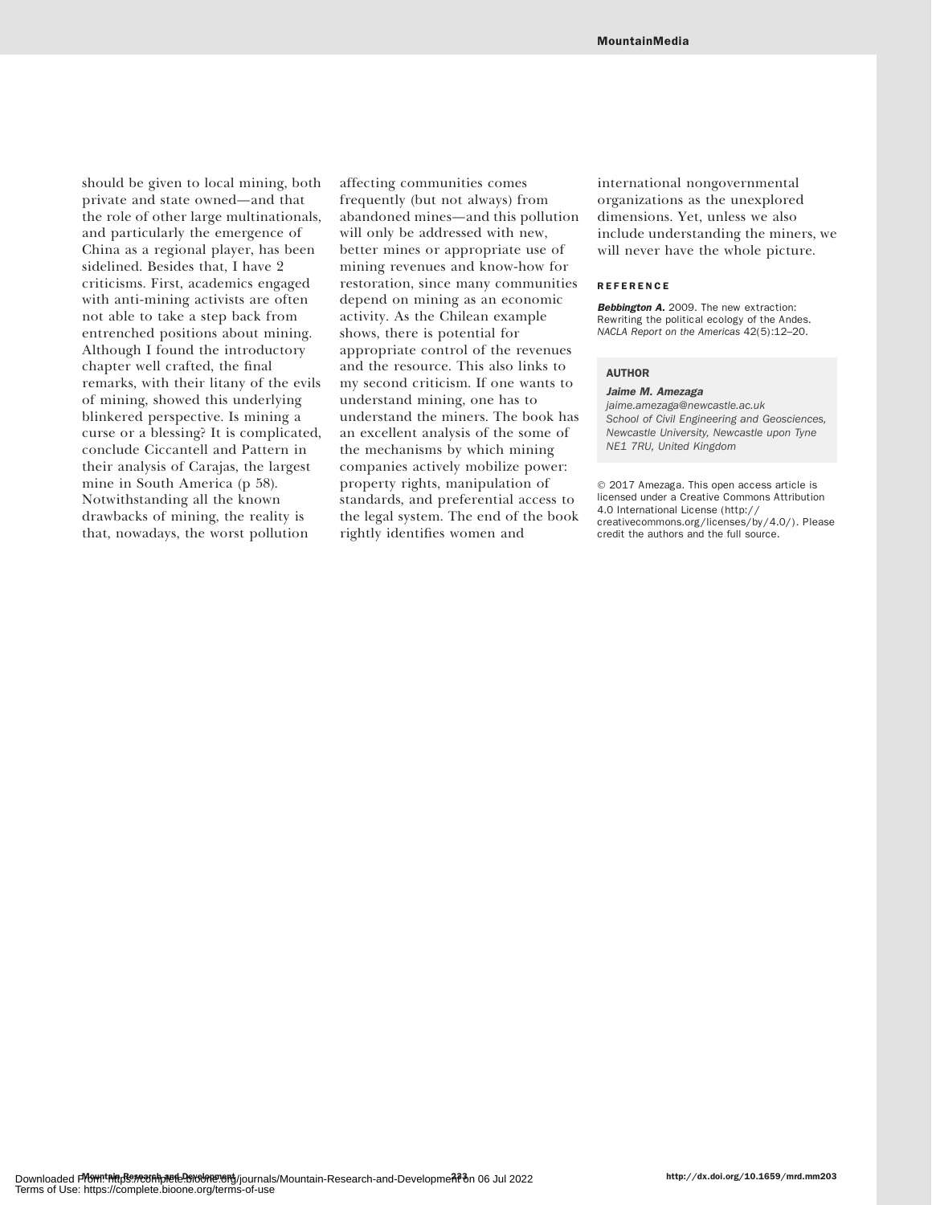should be given to local mining, both private and state owned—and that the role of other large multinationals, and particularly the emergence of China as a regional player, has been sidelined. Besides that, I have 2 criticisms. First, academics engaged with anti-mining activists are often not able to take a step back from entrenched positions about mining. Although I found the introductory chapter well crafted, the final remarks, with their litany of the evils of mining, showed this underlying blinkered perspective. Is mining a curse or a blessing? It is complicated, conclude Ciccantell and Pattern in their analysis of Carajas, the largest mine in South America (p 58). Notwithstanding all the known drawbacks of mining, the reality is that, nowadays, the worst pollution affecting communities comes frequently (but not always) from abandoned mines—and this pollution will only be addressed with new, better mines or appropriate use of mining revenues and know-how for restoration, since many communities depend on mining as an economic activity. As the Chilean example shows, there is potential for appropriate control of the revenues and the resource. This also links to my second criticism. If one wants to understand mining, one has to understand the miners. The book has an excellent analysis of the some of the mechanisms by which mining companies actively mobilize power: property rights, manipulation of standards, and preferential access to the legal system. The end of the book rightly identifies women and international nongovernmental organizations as the unexplored dimensions. Yet, unless we also include understanding the miners, we will never have the whole picture.

## REFERENCE

***Bebbington A.*** 2009. The new extraction: Rewriting the political ecology of the Andes. *NACLA Report on the Americas* 42(5):12–20.

## AUTHOR

***Jaime M. Amezaga***
*jaime.amezaga@newcastle.ac.uk*
*School of Civil Engineering and Geosciences, Newcastle University, Newcastle upon Tyne NE1 7RU, United Kingdom*

© 2017 Amezaga. This open access article is licensed under a Creative Commons Attribution 4.0 International License (http://creativecommons.org/licenses/by/4.0/). Please credit the authors and the full source.